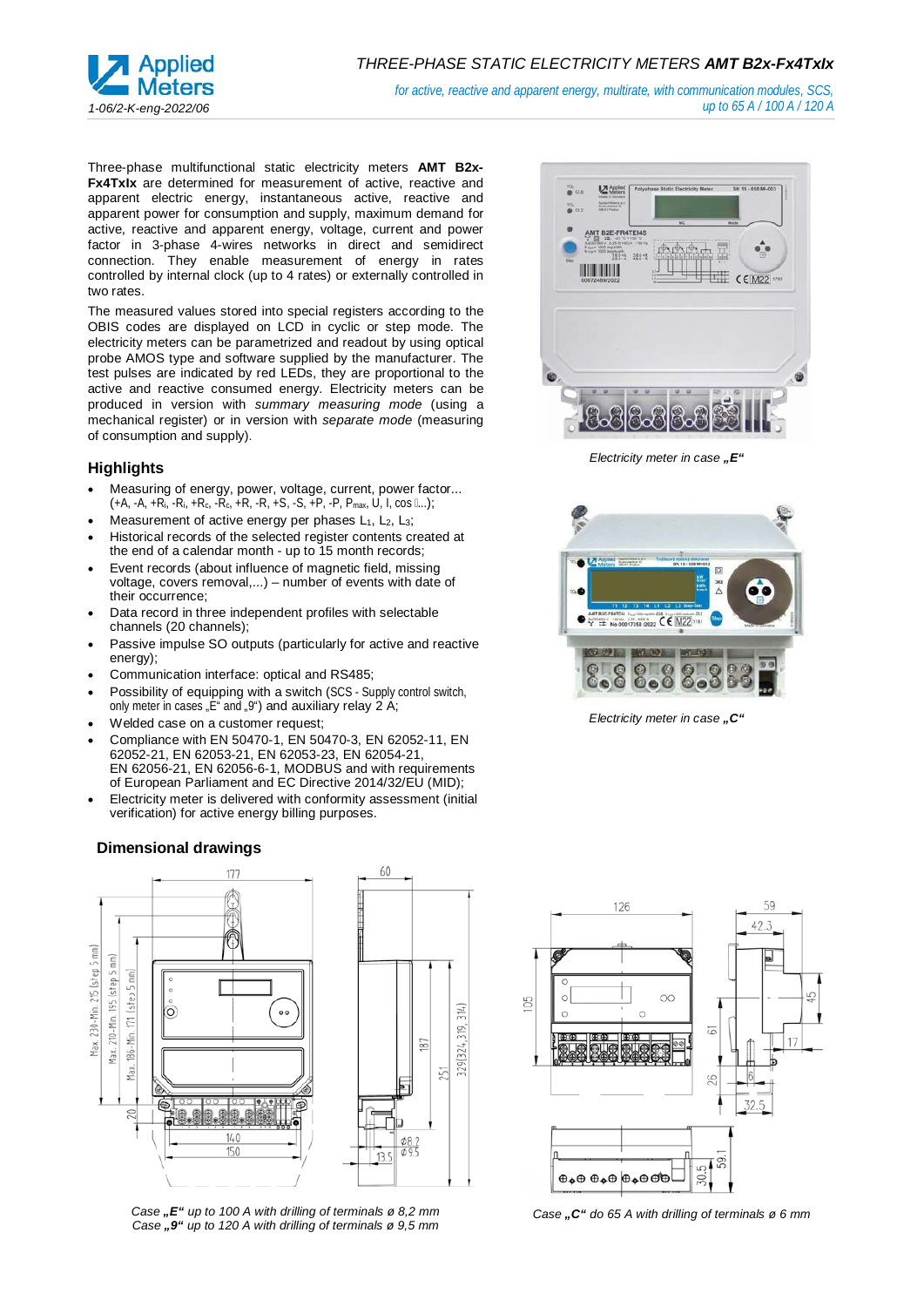# THREE-PHASE STATIC ELECTRICITY METERS **AMT B2x-Fx4TxIx**

*for active, reactive and apparent energy, multirate, with communication modules, SCS, up to 65 A / 100 A / 120 A*

*1-06/2-K-eng-2022/06*

Three-phase multifunctional static electricity meters **AMT B2x-Fx4TxIx** are determined for measurement of active, reactive and apparent electric energy, instantaneous active, reactive and apparent power for consumption and supply, maximum demand for active, reactive and apparent energy, voltage, current and power factor in 3-phase 4-wires networks in direct and semidirect connection. They enable measurement of energy in rates controlled by internal clock (up to 4 rates) or externally controlled in two rates.

The measured values stored into special registers according to the OBIS codes are displayed on LCD in cyclic or step mode. The electricity meters can be parametrized and readout by using optical probe AMOS type and software supplied by the manufacturer. The test pulses are indicated by red LEDs, they are proportional to the active and reactive consumed energy. Electricity meters can be produced in version with *summary measuring mode* (using a mechanical register) or in version with *separate mode* (measuring of consumption and supply).

## Highlights

- Measuring of energy, power, voltage, current, power factor... (+A, -A, +$R_i$, -$R_i$, +$R_c$, -$R_c$, +R, -R, +S, -S, +P, -P, $P_{max}$, U, I, cos φ...);
- Measurement of active energy per phases $L_1$, $L_2$, $L_3$;
- Historical records of the selected register contents created at the end of a calendar month - up to 15 month records;
- Event records (about influence of magnetic field, missing voltage, covers removal,...) – number of events with date of their occurrence;
- Data record in three independent profiles with selectable channels (20 channels);
- Passive impulse SO outputs (particularly for active and reactive energy);
- Communication interface: optical and RS485;
- Possibility of equipping with a switch (SCS - Supply control switch, only meter in cases „E" and „9") and auxiliary relay 2 A;
- Welded case on a customer request;
- Compliance with EN 50470-1, EN 50470-3, EN 62052-11, EN 62052-21, EN 62053-21, EN 62053-23, EN 62054-21, EN 62056-21, EN 62056-6-1, MODBUS and with requirements of European Parliament and EC Directive 2014/32/EU (MID);
- Electricity meter is delivered with conformity assessment (initial verification) for active energy billing purposes.

*Electricity meter in case „E"*

*Electricity meter in case „C"*

## Dimensional drawings

*Case „E" up to 100 A with drilling of terminals ø 8,2 mm*
*Case „9" up to 120 A with drilling of terminals ø 9,5 mm*

*Case „C" do 65 A with drilling of terminals ø 6 mm*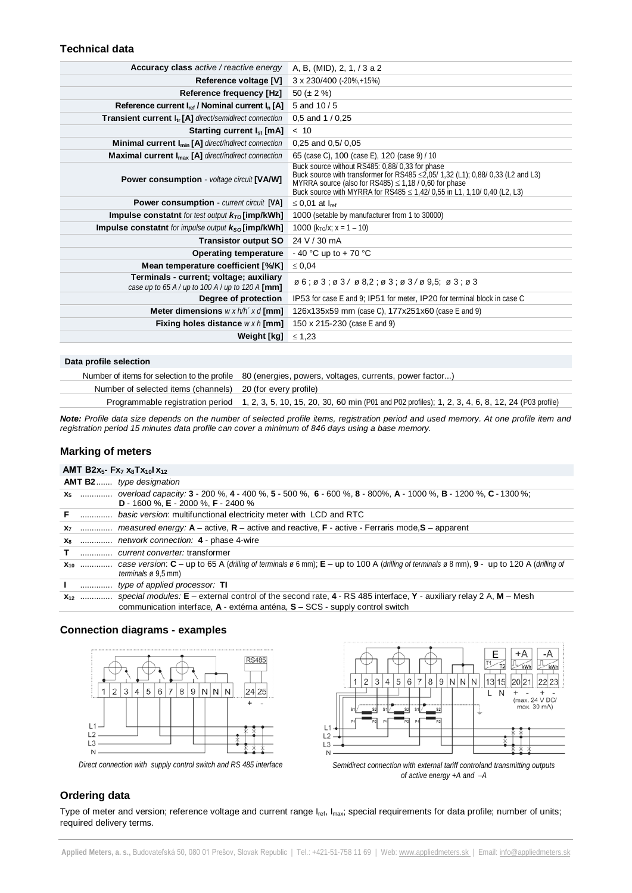## Technical data

| | |
|---|---|
| **Accuracy class** *active / reactive energy* | A, B, (MID), 2, 1, / 3 a 2 |
| **Reference voltage [V]** | 3 x 230/400 (-20%,+15%) |
| **Reference frequency [Hz]** | 50 (± 2 %) |
| **Reference current $I_{ref}$ / Nominal current $I_n$ [A]** | 5 and 10 / 5 |
| **Transient current $I_{tr}$ [A]** *direct/semidirect connection* | 0,5 and 1 / 0,25 |
| **Starting current $I_{st}$ [mA]** | < 10 |
| **Minimal current $I_{min}$ [A]** *direct/indirect connection* | 0,25 and 0,5/ 0,05 |
| **Maximal current $I_{max}$ [A]** *direct/indirect connection* | 65 (case C), 100 (case E), 120 (case 9) / 10 |
| **Power consumption** - *voltage circuit* **[VA/W]** | Buck source without RS485: 0,88/ 0,33 for phase<br>Buck source with transformer for RS485 ≤2,05/ 1,32 (L1); 0,88/ 0,33 (L2 and L3)<br>MYRRA source (also for RS485) ≤ 1,18 / 0,60 for phase<br>Buck source with MYRRA for RS485 ≤ 1,42/ 0,55 in L1, 1,10/ 0,40 (L2, L3) |
| **Power consumption** - *current circuit* **[VA]** | ≤ 0,01 at $I_{ref}$ |
| **Impulse constatnt** *for test output* $k_{TO}$ **[imp/kWh]** | 1000 (setable by manufacturer from 1 to 30000) |
| **Impulse constatnt** *for impulse output* $k_{SO}$ **[imp/kWh]** | 1000 ($k_{TO}$/x; x = 1 – 10) |
| **Transistor output SO** | 24 V / 30 mA |
| **Operating temperature** | - 40 °C up to + 70 °C |
| **Mean temperature coefficient [%/K]** | ≤ 0,04 |
| **Terminals - current; voltage; auxiliary** *case up to 65 A / up to 100 A / up to 120 A* **[mm]** | ø 6 ; ø 3 ; ø 3 / ø 8,2 ; ø 3 ; ø 3 / ø 9,5; ø 3 ; ø 3 |
| **Degree of protection** | IP53 for case E and 9; IP51 for meter, IP20 for terminal block in case C |
| **Meter dimensions** *w x h/h´ x d* **[mm]** | 126x135x59 mm (case C), 177x251x60 (case E and 9) |
| **Fixing holes distance** *w x h* **[mm]** | 150 x 215-230 (case E and 9) |
| **Weight [kg]** | ≤ 1,23 |

| **Data profile selection** | |
|---|---|
| Number of items for selection to the profile | 80 (energies, powers, voltages, currents, power factor...) |
| Number of selected items (channels) | 20 (for every profile) |
| Programmable registration period | 1, 2, 3, 5, 10, 15, 20, 30, 60 min (P01 and P02 profiles); 1, 2, 3, 4, 6, 8, 12, 24 (P03 profile) |

***Note:*** *Profile data size depends on the number of selected profile items, registration period and used memory. At one profile item and registration period 15 minutes data profile can cover a minimum of 846 days using a base memory.*

## Marking of meters

**AMT B2$x_5$- F$x_7$ $x_8$T$x_{10}$I $x_{12}$**

| | |
|---|---|
| **AMT B2** | *type designation* |
| $x_5$ | *overload capacity:* **3** - 200 %, **4** - 400 %, **5** - 500 %, **6** - 600 %, **8** - 800%, **A** - 1000 %, **B** - 1200 %, **C** - 1300 %; **D** - 1600 %, **E** - 2000 %, **F** - 2400 % |
| **F** | *basic version*: multifunctional electricity meter with LCD and RTC |
| $x_7$ | *measured energy:* **A** – active, **R** – active and reactive, **F** - active - Ferraris mode,**S** – apparent |
| $x_8$ | *network connection:* **4** - phase 4-wire |
| **T** | *current converter:* transformer |
| $x_{10}$ | *case version*: **C** – up to 65 A (*drilling of terminals ø 6 mm*); **E** – up to 100 A (*drilling of terminals ø 8 mm*), **9** - up to 120 A (*drilling of terminals ø 9,5 mm*) |
| **I** | *type of applied processor:* **TI** |
| $x_{12}$ | *special modules:* **E** – external control of the second rate, **4** - RS 485 interface, **Y** - auxiliary relay 2 A, **M** – Mesh communication interface, **A** - extérna anténa, **S** – SCS - supply control switch |

## Connection diagrams - examples

RS485
1 2 3 4 5 6 7 8 9 N N N 24 25
+ -
L1
L2
L3
N

*Direct connection with supply control switch and RS 485 interface*

E T1 T2 +A kWh -A kWh
1 2 3 4 5 6 7 8 9 N N N 13 15 20 21 22 23
L N + - + -
(max. 24 V DC/ max. 30 mA)
S1 S2 P1 P2
L1
L2
L3
N

*Semidirect connection with external tariff controland transmitting outputs of active energy +A and –A*

## Ordering data

Type of meter and version; reference voltage and current range $I_{ref}$, $I_{max}$; special requirements for data profile; number of units; required delivery terms.

**Applied Meters, a. s.,** Budovateľská 50, 080 01 Prešov, Slovak Republic | Tel.: +421-51-758 11 69 | Web: www.appliedmeters.sk | Email: info@appliedmeters.sk